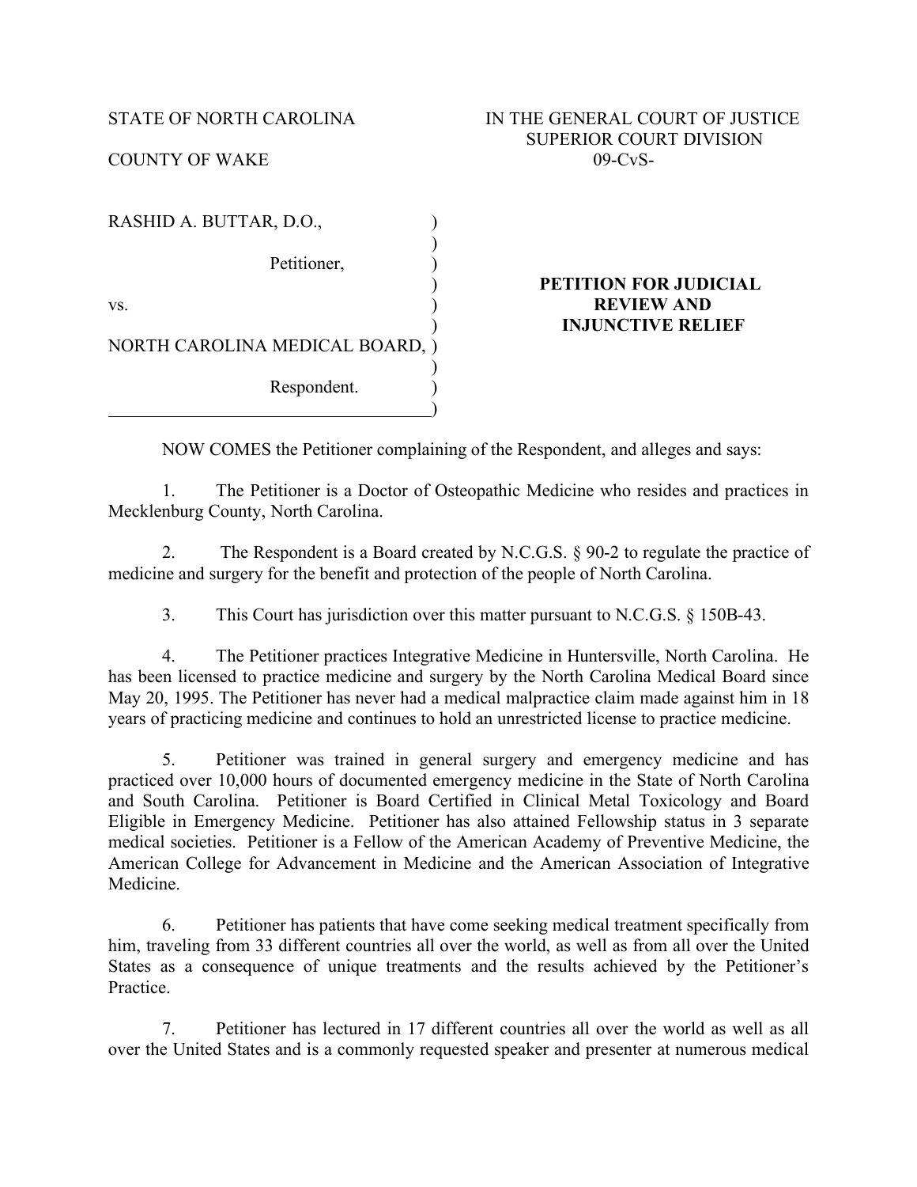STATE OF NORTH CAROLINA

COUNTY OF WAKE

IN THE GENERAL COURT OF JUSTICE
SUPERIOR COURT DIVISION
09-CvS-

RASHID A. BUTTAR, D.O.,

Petitioner,

vs.

NORTH CAROLINA MEDICAL BOARD,

Respondent.

**PETITION FOR JUDICIAL REVIEW AND INJUNCTIVE RELIEF**

NOW COMES the Petitioner complaining of the Respondent, and alleges and says:

1. The Petitioner is a Doctor of Osteopathic Medicine who resides and practices in Mecklenburg County, North Carolina.

2. The Respondent is a Board created by N.C.G.S. § 90-2 to regulate the practice of medicine and surgery for the benefit and protection of the people of North Carolina.

3. This Court has jurisdiction over this matter pursuant to N.C.G.S. § 150B-43.

4. The Petitioner practices Integrative Medicine in Huntersville, North Carolina. He has been licensed to practice medicine and surgery by the North Carolina Medical Board since May 20, 1995. The Petitioner has never had a medical malpractice claim made against him in 18 years of practicing medicine and continues to hold an unrestricted license to practice medicine.

5. Petitioner was trained in general surgery and emergency medicine and has practiced over 10,000 hours of documented emergency medicine in the State of North Carolina and South Carolina. Petitioner is Board Certified in Clinical Metal Toxicology and Board Eligible in Emergency Medicine. Petitioner has also attained Fellowship status in 3 separate medical societies. Petitioner is a Fellow of the American Academy of Preventive Medicine, the American College for Advancement in Medicine and the American Association of Integrative Medicine.

6. Petitioner has patients that have come seeking medical treatment specifically from him, traveling from 33 different countries all over the world, as well as from all over the United States as a consequence of unique treatments and the results achieved by the Petitioner's Practice.

7. Petitioner has lectured in 17 different countries all over the world as well as all over the United States and is a commonly requested speaker and presenter at numerous medical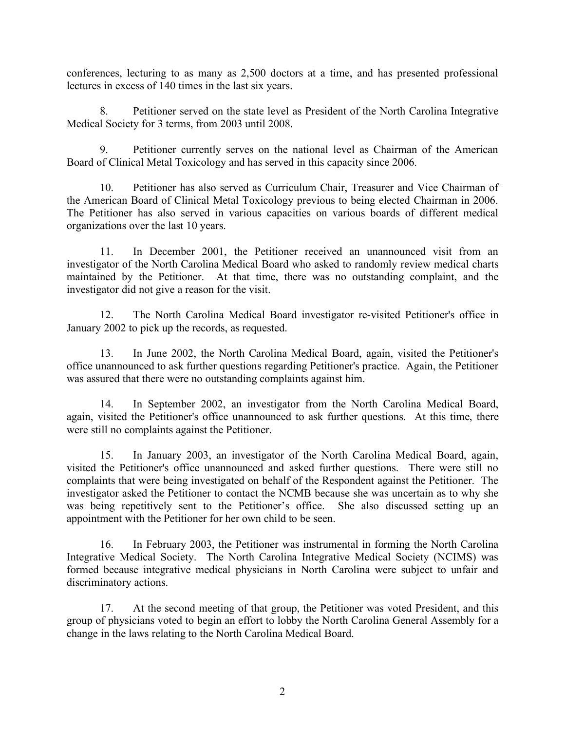conferences, lecturing to as many as 2,500 doctors at a time, and has presented professional lectures in excess of 140 times in the last six years.

8. Petitioner served on the state level as President of the North Carolina Integrative Medical Society for 3 terms, from 2003 until 2008.

9. Petitioner currently serves on the national level as Chairman of the American Board of Clinical Metal Toxicology and has served in this capacity since 2006.

10. Petitioner has also served as Curriculum Chair, Treasurer and Vice Chairman of the American Board of Clinical Metal Toxicology previous to being elected Chairman in 2006. The Petitioner has also served in various capacities on various boards of different medical organizations over the last 10 years.

11. In December 2001, the Petitioner received an unannounced visit from an investigator of the North Carolina Medical Board who asked to randomly review medical charts maintained by the Petitioner. At that time, there was no outstanding complaint, and the investigator did not give a reason for the visit.

12. The North Carolina Medical Board investigator re-visited Petitioner's office in January 2002 to pick up the records, as requested.

13. In June 2002, the North Carolina Medical Board, again, visited the Petitioner's office unannounced to ask further questions regarding Petitioner's practice. Again, the Petitioner was assured that there were no outstanding complaints against him.

14. In September 2002, an investigator from the North Carolina Medical Board, again, visited the Petitioner's office unannounced to ask further questions. At this time, there were still no complaints against the Petitioner.

15. In January 2003, an investigator of the North Carolina Medical Board, again, visited the Petitioner's office unannounced and asked further questions. There were still no complaints that were being investigated on behalf of the Respondent against the Petitioner. The investigator asked the Petitioner to contact the NCMB because she was uncertain as to why she was being repetitively sent to the Petitioner's office. She also discussed setting up an appointment with the Petitioner for her own child to be seen.

16. In February 2003, the Petitioner was instrumental in forming the North Carolina Integrative Medical Society. The North Carolina Integrative Medical Society (NCIMS) was formed because integrative medical physicians in North Carolina were subject to unfair and discriminatory actions.

17. At the second meeting of that group, the Petitioner was voted President, and this group of physicians voted to begin an effort to lobby the North Carolina General Assembly for a change in the laws relating to the North Carolina Medical Board.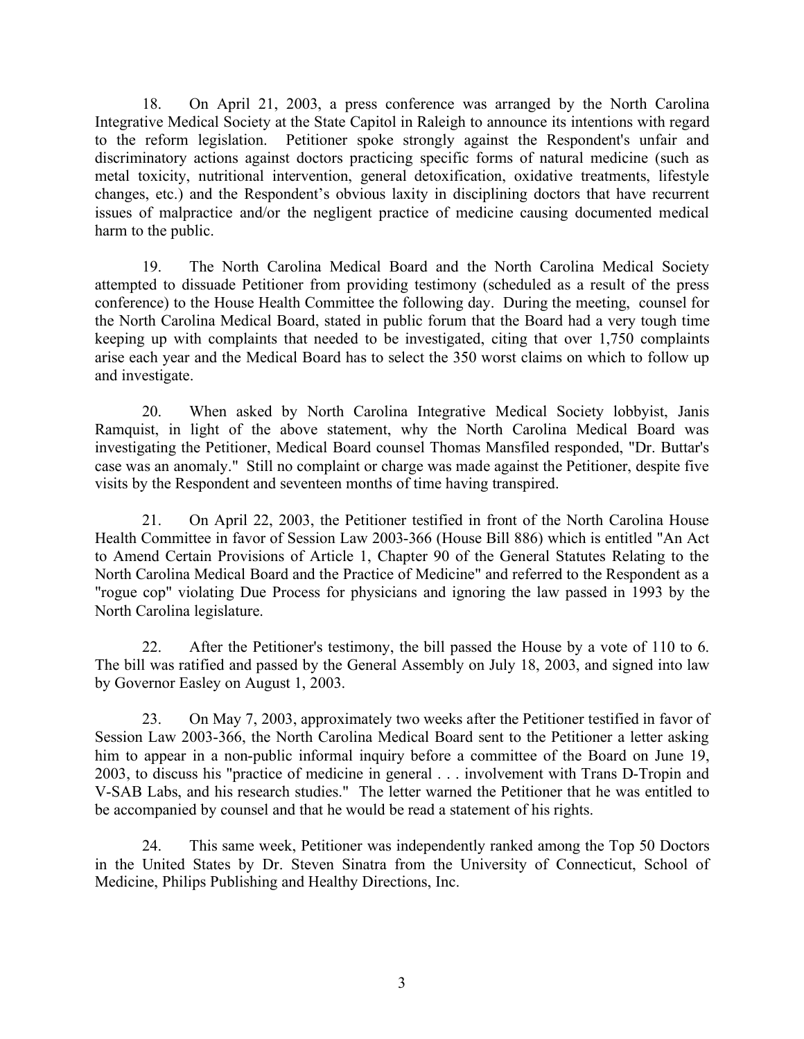18. On April 21, 2003, a press conference was arranged by the North Carolina Integrative Medical Society at the State Capitol in Raleigh to announce its intentions with regard to the reform legislation. Petitioner spoke strongly against the Respondent's unfair and discriminatory actions against doctors practicing specific forms of natural medicine (such as metal toxicity, nutritional intervention, general detoxification, oxidative treatments, lifestyle changes, etc.) and the Respondent's obvious laxity in disciplining doctors that have recurrent issues of malpractice and/or the negligent practice of medicine causing documented medical harm to the public.

19. The North Carolina Medical Board and the North Carolina Medical Society attempted to dissuade Petitioner from providing testimony (scheduled as a result of the press conference) to the House Health Committee the following day. During the meeting, counsel for the North Carolina Medical Board, stated in public forum that the Board had a very tough time keeping up with complaints that needed to be investigated, citing that over 1,750 complaints arise each year and the Medical Board has to select the 350 worst claims on which to follow up and investigate.

20. When asked by North Carolina Integrative Medical Society lobbyist, Janis Ramquist, in light of the above statement, why the North Carolina Medical Board was investigating the Petitioner, Medical Board counsel Thomas Mansfiled responded, "Dr. Buttar's case was an anomaly." Still no complaint or charge was made against the Petitioner, despite five visits by the Respondent and seventeen months of time having transpired.

21. On April 22, 2003, the Petitioner testified in front of the North Carolina House Health Committee in favor of Session Law 2003-366 (House Bill 886) which is entitled "An Act to Amend Certain Provisions of Article 1, Chapter 90 of the General Statutes Relating to the North Carolina Medical Board and the Practice of Medicine" and referred to the Respondent as a "rogue cop" violating Due Process for physicians and ignoring the law passed in 1993 by the North Carolina legislature.

22. After the Petitioner's testimony, the bill passed the House by a vote of 110 to 6. The bill was ratified and passed by the General Assembly on July 18, 2003, and signed into law by Governor Easley on August 1, 2003.

23. On May 7, 2003, approximately two weeks after the Petitioner testified in favor of Session Law 2003-366, the North Carolina Medical Board sent to the Petitioner a letter asking him to appear in a non-public informal inquiry before a committee of the Board on June 19, 2003, to discuss his "practice of medicine in general . . . involvement with Trans D-Tropin and V-SAB Labs, and his research studies." The letter warned the Petitioner that he was entitled to be accompanied by counsel and that he would be read a statement of his rights.

24. This same week, Petitioner was independently ranked among the Top 50 Doctors in the United States by Dr. Steven Sinatra from the University of Connecticut, School of Medicine, Philips Publishing and Healthy Directions, Inc.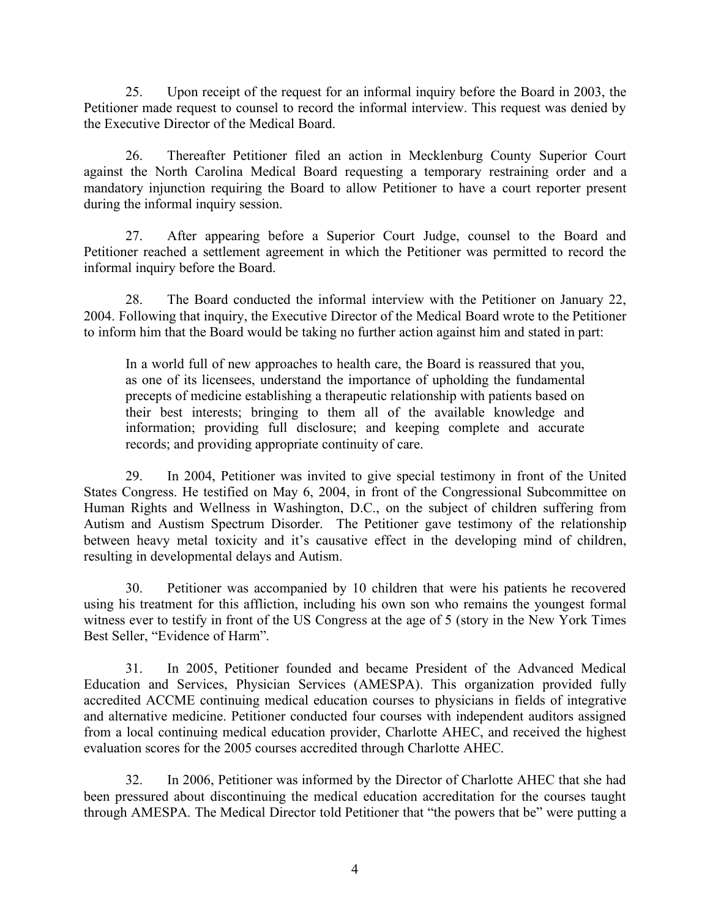25. Upon receipt of the request for an informal inquiry before the Board in 2003, the Petitioner made request to counsel to record the informal interview. This request was denied by the Executive Director of the Medical Board.

26. Thereafter Petitioner filed an action in Mecklenburg County Superior Court against the North Carolina Medical Board requesting a temporary restraining order and a mandatory injunction requiring the Board to allow Petitioner to have a court reporter present during the informal inquiry session.

27. After appearing before a Superior Court Judge, counsel to the Board and Petitioner reached a settlement agreement in which the Petitioner was permitted to record the informal inquiry before the Board.

28. The Board conducted the informal interview with the Petitioner on January 22, 2004. Following that inquiry, the Executive Director of the Medical Board wrote to the Petitioner to inform him that the Board would be taking no further action against him and stated in part:

> In a world full of new approaches to health care, the Board is reassured that you, as one of its licensees, understand the importance of upholding the fundamental precepts of medicine establishing a therapeutic relationship with patients based on their best interests; bringing to them all of the available knowledge and information; providing full disclosure; and keeping complete and accurate records; and providing appropriate continuity of care.

29. In 2004, Petitioner was invited to give special testimony in front of the United States Congress. He testified on May 6, 2004, in front of the Congressional Subcommittee on Human Rights and Wellness in Washington, D.C., on the subject of children suffering from Autism and Austism Spectrum Disorder. The Petitioner gave testimony of the relationship between heavy metal toxicity and it's causative effect in the developing mind of children, resulting in developmental delays and Autism.

30. Petitioner was accompanied by 10 children that were his patients he recovered using his treatment for this affliction, including his own son who remains the youngest formal witness ever to testify in front of the US Congress at the age of 5 (story in the New York Times Best Seller, "Evidence of Harm".

31. In 2005, Petitioner founded and became President of the Advanced Medical Education and Services, Physician Services (AMESPA). This organization provided fully accredited ACCME continuing medical education courses to physicians in fields of integrative and alternative medicine. Petitioner conducted four courses with independent auditors assigned from a local continuing medical education provider, Charlotte AHEC, and received the highest evaluation scores for the 2005 courses accredited through Charlotte AHEC.

32. In 2006, Petitioner was informed by the Director of Charlotte AHEC that she had been pressured about discontinuing the medical education accreditation for the courses taught through AMESPA. The Medical Director told Petitioner that "the powers that be" were putting a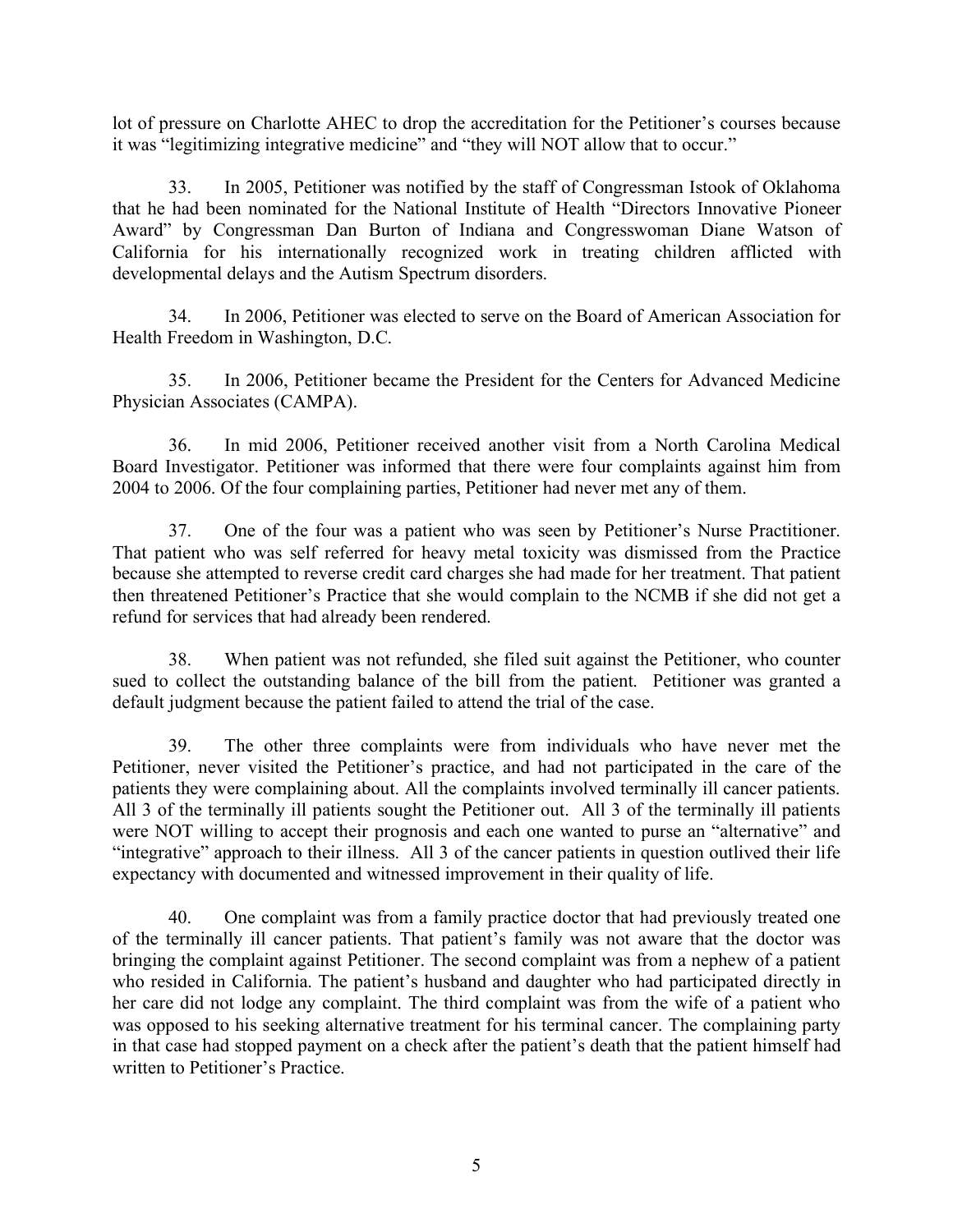lot of pressure on Charlotte AHEC to drop the accreditation for the Petitioner's courses because it was "legitimizing integrative medicine" and "they will NOT allow that to occur."

33. In 2005, Petitioner was notified by the staff of Congressman Istook of Oklahoma that he had been nominated for the National Institute of Health "Directors Innovative Pioneer Award" by Congressman Dan Burton of Indiana and Congresswoman Diane Watson of California for his internationally recognized work in treating children afflicted with developmental delays and the Autism Spectrum disorders.

34. In 2006, Petitioner was elected to serve on the Board of American Association for Health Freedom in Washington, D.C.

35. In 2006, Petitioner became the President for the Centers for Advanced Medicine Physician Associates (CAMPA).

36. In mid 2006, Petitioner received another visit from a North Carolina Medical Board Investigator. Petitioner was informed that there were four complaints against him from 2004 to 2006. Of the four complaining parties, Petitioner had never met any of them.

37. One of the four was a patient who was seen by Petitioner's Nurse Practitioner. That patient who was self referred for heavy metal toxicity was dismissed from the Practice because she attempted to reverse credit card charges she had made for her treatment. That patient then threatened Petitioner's Practice that she would complain to the NCMB if she did not get a refund for services that had already been rendered.

38. When patient was not refunded, she filed suit against the Petitioner, who counter sued to collect the outstanding balance of the bill from the patient. Petitioner was granted a default judgment because the patient failed to attend the trial of the case.

39. The other three complaints were from individuals who have never met the Petitioner, never visited the Petitioner's practice, and had not participated in the care of the patients they were complaining about. All the complaints involved terminally ill cancer patients. All 3 of the terminally ill patients sought the Petitioner out. All 3 of the terminally ill patients were NOT willing to accept their prognosis and each one wanted to purse an "alternative" and "integrative" approach to their illness. All 3 of the cancer patients in question outlived their life expectancy with documented and witnessed improvement in their quality of life.

40. One complaint was from a family practice doctor that had previously treated one of the terminally ill cancer patients. That patient's family was not aware that the doctor was bringing the complaint against Petitioner. The second complaint was from a nephew of a patient who resided in California. The patient's husband and daughter who had participated directly in her care did not lodge any complaint. The third complaint was from the wife of a patient who was opposed to his seeking alternative treatment for his terminal cancer. The complaining party in that case had stopped payment on a check after the patient's death that the patient himself had written to Petitioner's Practice.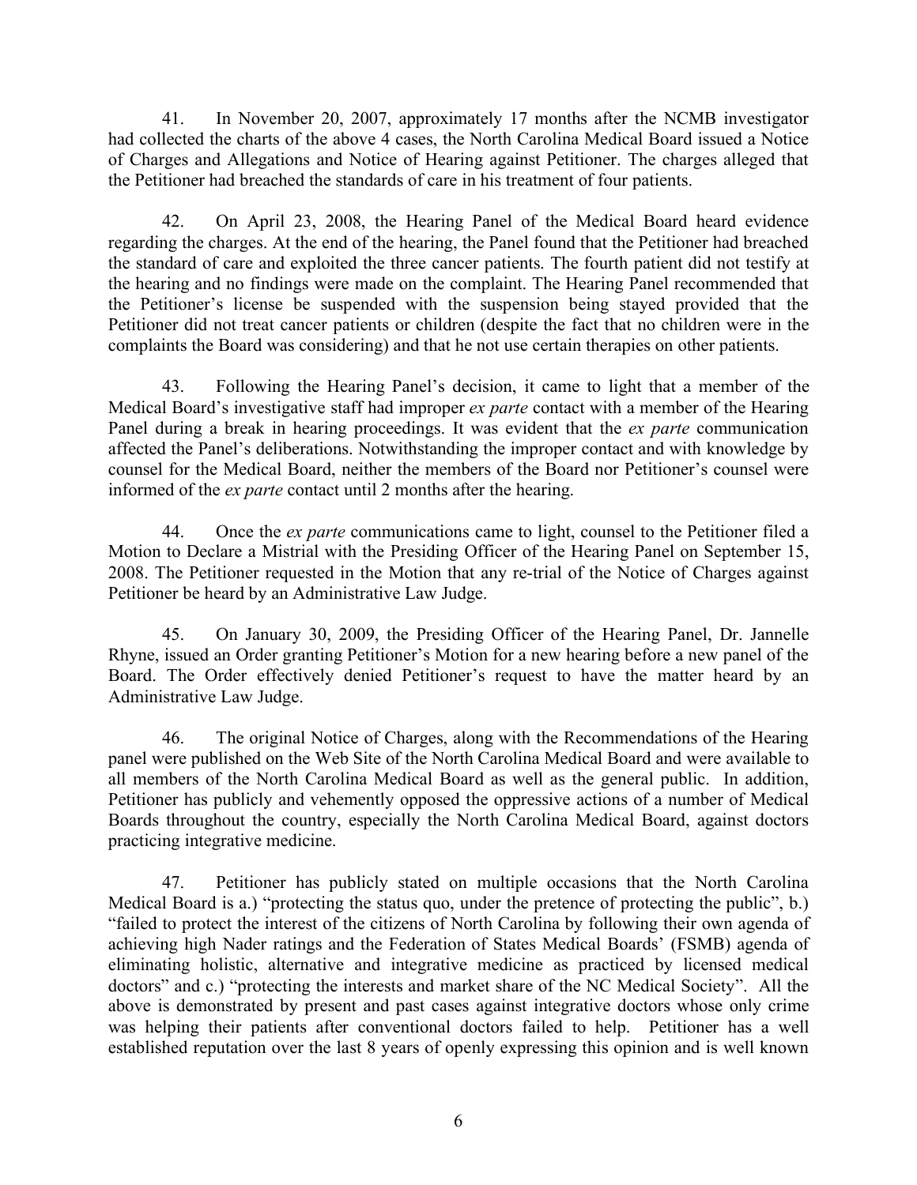41. In November 20, 2007, approximately 17 months after the NCMB investigator had collected the charts of the above 4 cases, the North Carolina Medical Board issued a Notice of Charges and Allegations and Notice of Hearing against Petitioner. The charges alleged that the Petitioner had breached the standards of care in his treatment of four patients.

42. On April 23, 2008, the Hearing Panel of the Medical Board heard evidence regarding the charges. At the end of the hearing, the Panel found that the Petitioner had breached the standard of care and exploited the three cancer patients. The fourth patient did not testify at the hearing and no findings were made on the complaint. The Hearing Panel recommended that the Petitioner's license be suspended with the suspension being stayed provided that the Petitioner did not treat cancer patients or children (despite the fact that no children were in the complaints the Board was considering) and that he not use certain therapies on other patients.

43. Following the Hearing Panel's decision, it came to light that a member of the Medical Board's investigative staff had improper *ex parte* contact with a member of the Hearing Panel during a break in hearing proceedings. It was evident that the *ex parte* communication affected the Panel's deliberations. Notwithstanding the improper contact and with knowledge by counsel for the Medical Board, neither the members of the Board nor Petitioner's counsel were informed of the *ex parte* contact until 2 months after the hearing.

44. Once the *ex parte* communications came to light, counsel to the Petitioner filed a Motion to Declare a Mistrial with the Presiding Officer of the Hearing Panel on September 15, 2008. The Petitioner requested in the Motion that any re-trial of the Notice of Charges against Petitioner be heard by an Administrative Law Judge.

45. On January 30, 2009, the Presiding Officer of the Hearing Panel, Dr. Jannelle Rhyne, issued an Order granting Petitioner's Motion for a new hearing before a new panel of the Board. The Order effectively denied Petitioner's request to have the matter heard by an Administrative Law Judge.

46. The original Notice of Charges, along with the Recommendations of the Hearing panel were published on the Web Site of the North Carolina Medical Board and were available to all members of the North Carolina Medical Board as well as the general public. In addition, Petitioner has publicly and vehemently opposed the oppressive actions of a number of Medical Boards throughout the country, especially the North Carolina Medical Board, against doctors practicing integrative medicine.

47. Petitioner has publicly stated on multiple occasions that the North Carolina Medical Board is a.) "protecting the status quo, under the pretence of protecting the public", b.) "failed to protect the interest of the citizens of North Carolina by following their own agenda of achieving high Nader ratings and the Federation of States Medical Boards' (FSMB) agenda of eliminating holistic, alternative and integrative medicine as practiced by licensed medical doctors" and c.) "protecting the interests and market share of the NC Medical Society". All the above is demonstrated by present and past cases against integrative doctors whose only crime was helping their patients after conventional doctors failed to help. Petitioner has a well established reputation over the last 8 years of openly expressing this opinion and is well known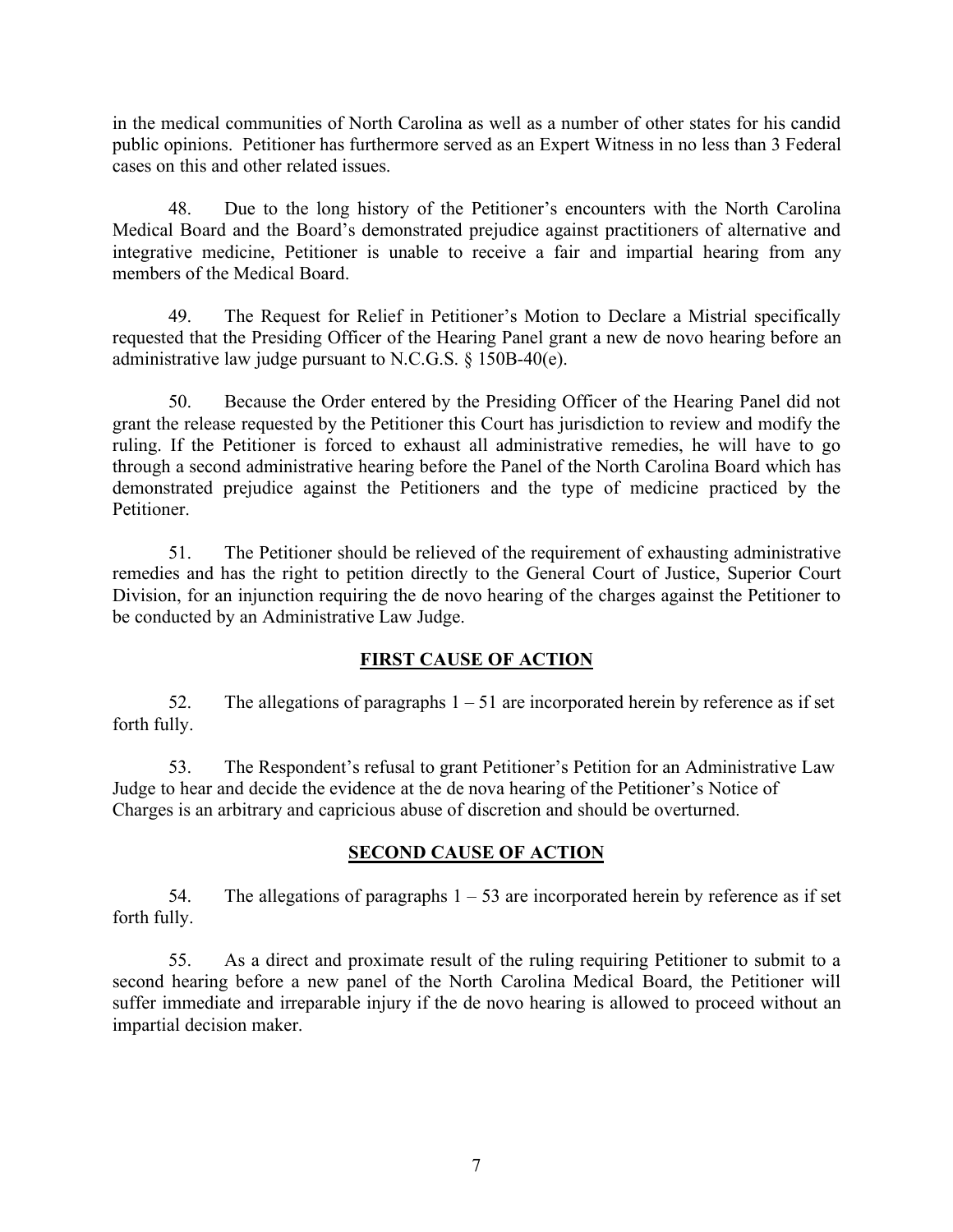in the medical communities of North Carolina as well as a number of other states for his candid public opinions. Petitioner has furthermore served as an Expert Witness in no less than 3 Federal cases on this and other related issues.

48. Due to the long history of the Petitioner's encounters with the North Carolina Medical Board and the Board's demonstrated prejudice against practitioners of alternative and integrative medicine, Petitioner is unable to receive a fair and impartial hearing from any members of the Medical Board.

49. The Request for Relief in Petitioner's Motion to Declare a Mistrial specifically requested that the Presiding Officer of the Hearing Panel grant a new de novo hearing before an administrative law judge pursuant to N.C.G.S. § 150B-40(e).

50. Because the Order entered by the Presiding Officer of the Hearing Panel did not grant the release requested by the Petitioner this Court has jurisdiction to review and modify the ruling. If the Petitioner is forced to exhaust all administrative remedies, he will have to go through a second administrative hearing before the Panel of the North Carolina Board which has demonstrated prejudice against the Petitioners and the type of medicine practiced by the Petitioner.

51. The Petitioner should be relieved of the requirement of exhausting administrative remedies and has the right to petition directly to the General Court of Justice, Superior Court Division, for an injunction requiring the de novo hearing of the charges against the Petitioner to be conducted by an Administrative Law Judge.

## FIRST CAUSE OF ACTION

52. The allegations of paragraphs 1 – 51 are incorporated herein by reference as if set forth fully.

53. The Respondent's refusal to grant Petitioner's Petition for an Administrative Law Judge to hear and decide the evidence at the de nova hearing of the Petitioner's Notice of Charges is an arbitrary and capricious abuse of discretion and should be overturned.

## SECOND CAUSE OF ACTION

54. The allegations of paragraphs 1 – 53 are incorporated herein by reference as if set forth fully.

55. As a direct and proximate result of the ruling requiring Petitioner to submit to a second hearing before a new panel of the North Carolina Medical Board, the Petitioner will suffer immediate and irreparable injury if the de novo hearing is allowed to proceed without an impartial decision maker.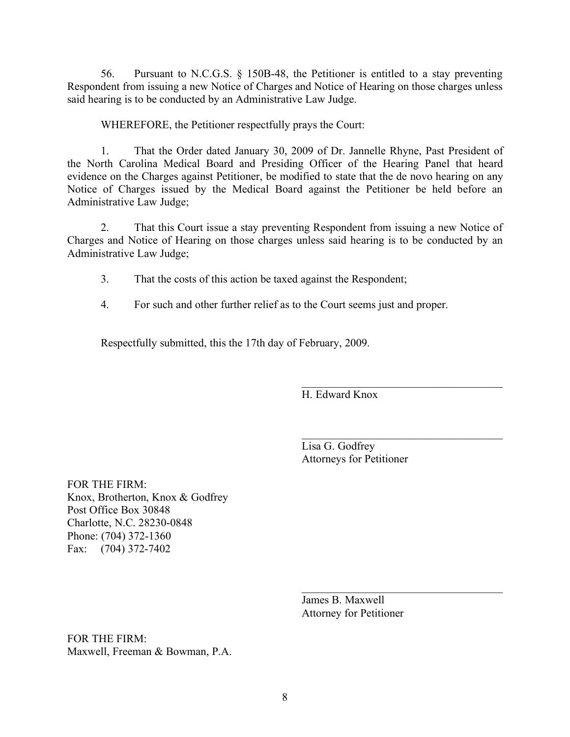56. Pursuant to N.C.G.S. § 150B-48, the Petitioner is entitled to a stay preventing Respondent from issuing a new Notice of Charges and Notice of Hearing on those charges unless said hearing is to be conducted by an Administrative Law Judge.

WHEREFORE, the Petitioner respectfully prays the Court:

1. That the Order dated January 30, 2009 of Dr. Jannelle Rhyne, Past President of the North Carolina Medical Board and Presiding Officer of the Hearing Panel that heard evidence on the Charges against Petitioner, be modified to state that the de novo hearing on any Notice of Charges issued by the Medical Board against the Petitioner be held before an Administrative Law Judge;

2. That this Court issue a stay preventing Respondent from issuing a new Notice of Charges and Notice of Hearing on those charges unless said hearing is to be conducted by an Administrative Law Judge;

3. That the costs of this action be taxed against the Respondent;

4. For such and other further relief as to the Court seems just and proper.

Respectfully submitted, this the 17th day of February, 2009.

\_\_\_\_\_\_\_\_\_\_\_\_\_\_\_\_\_\_\_\_\_\_\_\_\_\_\_\_\_\_\_\_\_\_\_\_
H. Edward Knox

\_\_\_\_\_\_\_\_\_\_\_\_\_\_\_\_\_\_\_\_\_\_\_\_\_\_\_\_\_\_\_\_\_\_\_\_
Lisa G. Godfrey
Attorneys for Petitioner

FOR THE FIRM:
Knox, Brotherton, Knox & Godfrey
Post Office Box 30848
Charlotte, N.C. 28230-0848
Phone: (704) 372-1360
Fax: (704) 372-7402

\_\_\_\_\_\_\_\_\_\_\_\_\_\_\_\_\_\_\_\_\_\_\_\_\_\_\_\_\_\_\_\_\_\_\_\_
James B. Maxwell
Attorney for Petitioner

FOR THE FIRM:
Maxwell, Freeman & Bowman, P.A.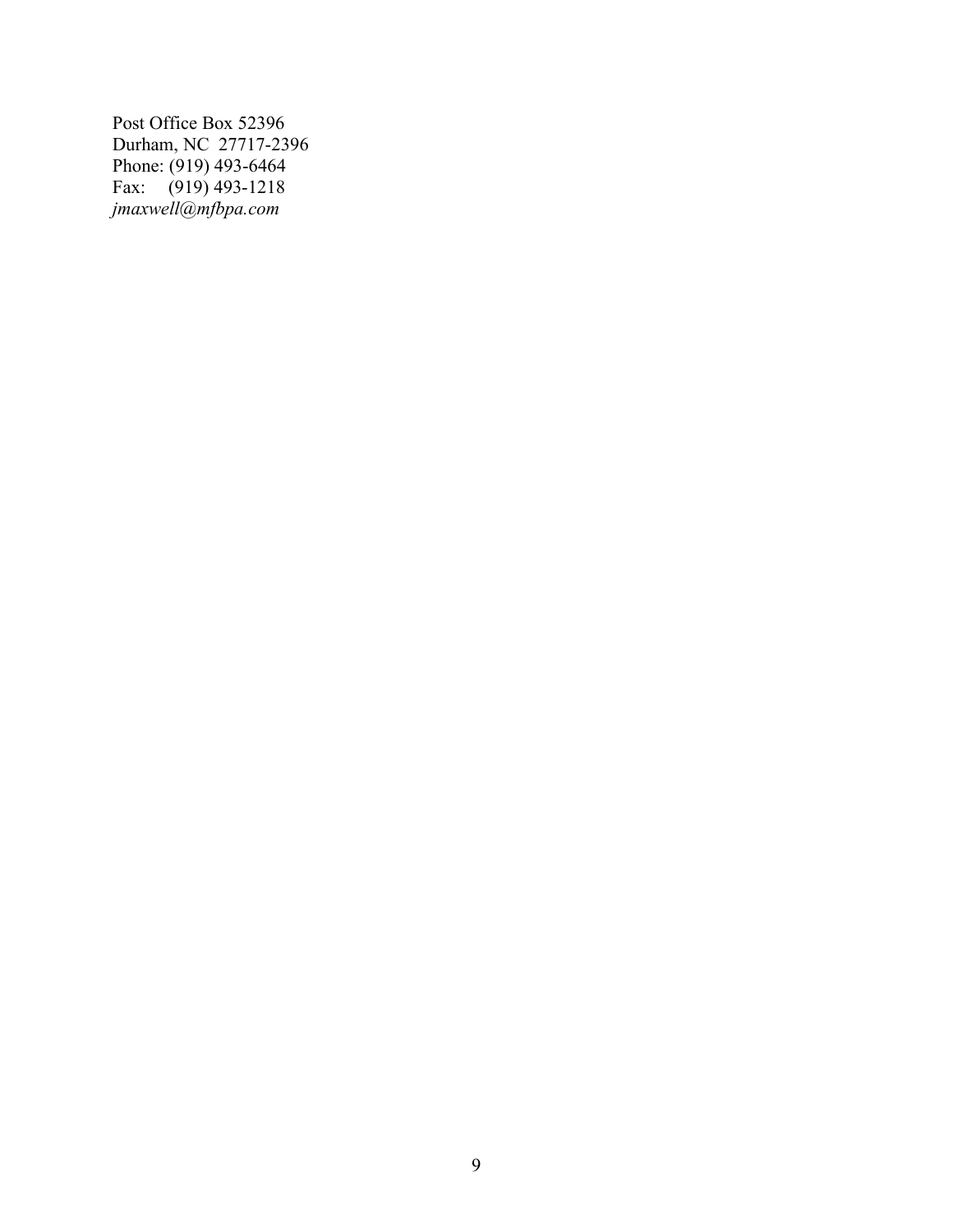Post Office Box 52396
Durham, NC 27717-2396
Phone: (919) 493-6464
Fax: (919) 493-1218
*jmaxwell@mfbpa.com*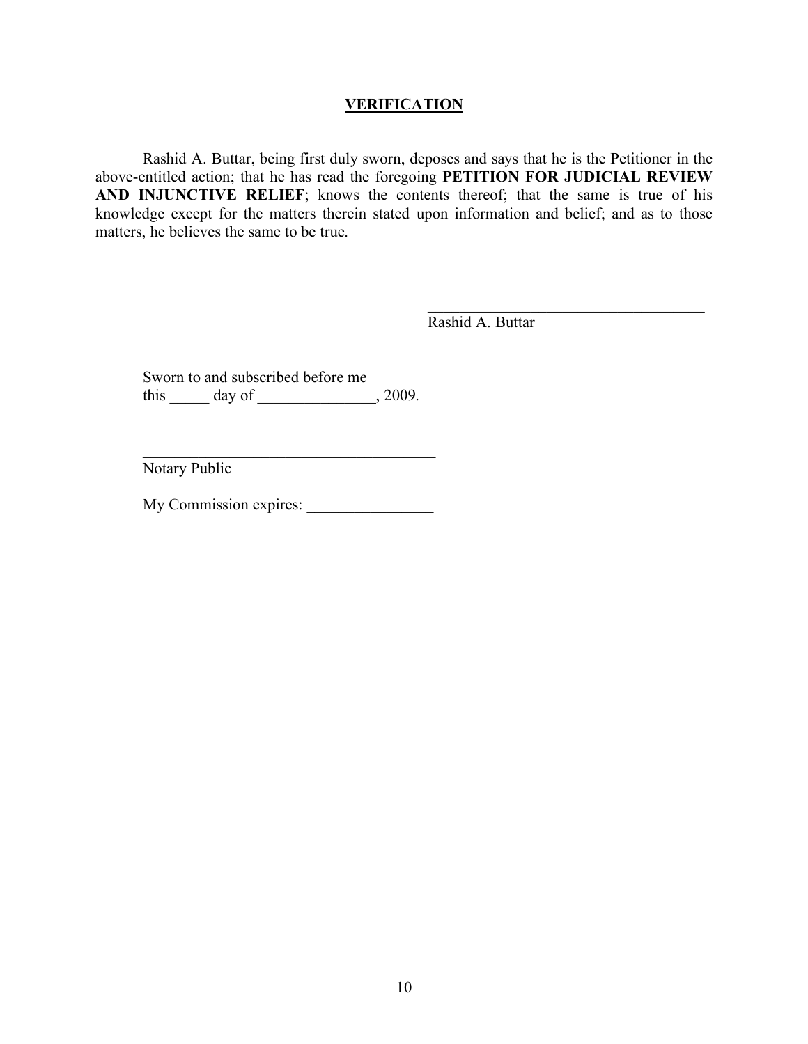## VERIFICATION

Rashid A. Buttar, being first duly sworn, deposes and says that he is the Petitioner in the above-entitled action; that he has read the foregoing **PETITION FOR JUDICIAL REVIEW AND INJUNCTIVE RELIEF**; knows the contents thereof; that the same is true of his knowledge except for the matters therein stated upon information and belief; and as to those matters, he believes the same to be true.

____________________________________
Rashid A. Buttar

Sworn to and subscribed before me
this _____ day of _______________, 2009.

______________________________________
Notary Public

My Commission expires: ________________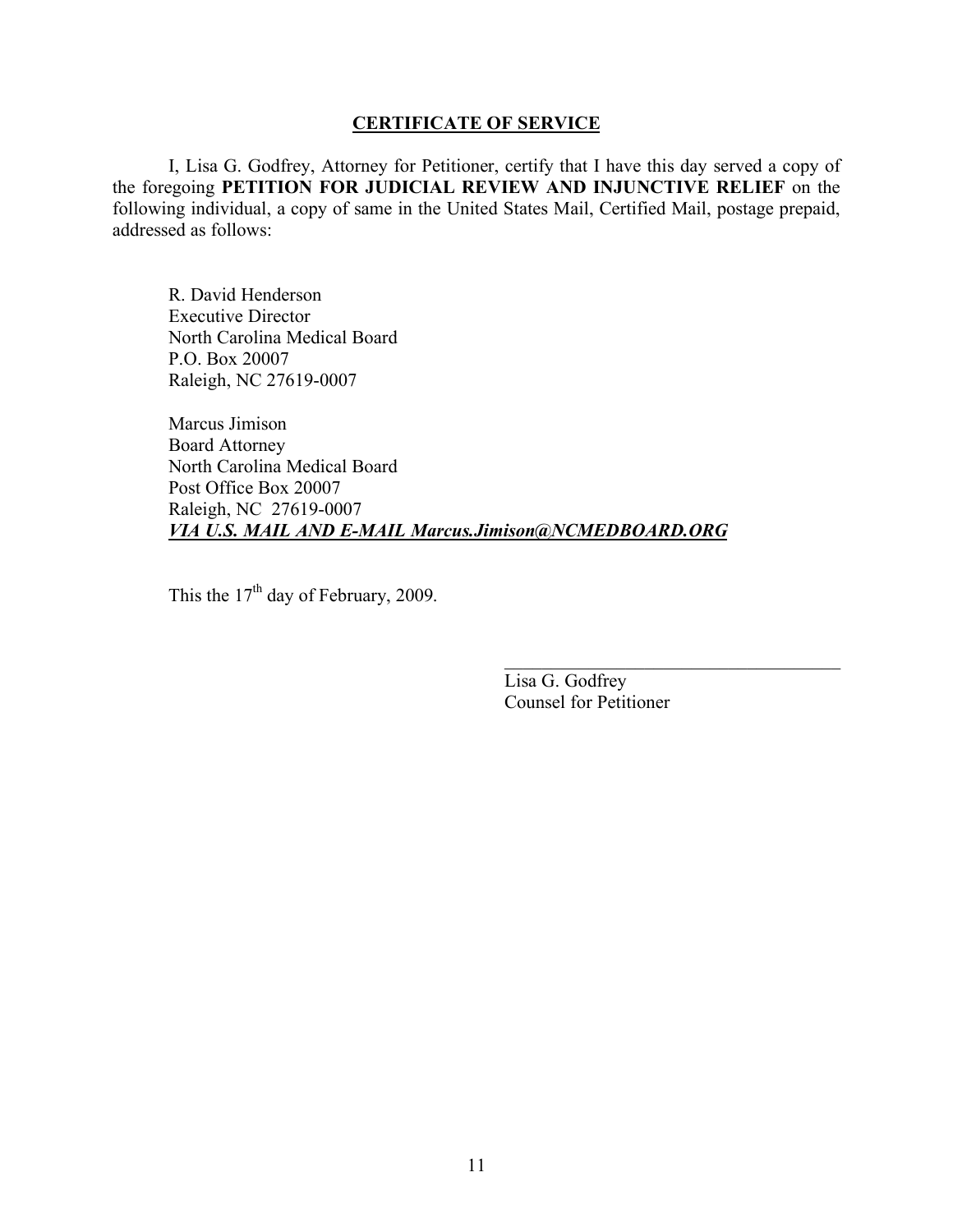**CERTIFICATE OF SERVICE**

I, Lisa G. Godfrey, Attorney for Petitioner, certify that I have this day served a copy of the foregoing **PETITION FOR JUDICIAL REVIEW AND INJUNCTIVE RELIEF** on the following individual, a copy of same in the United States Mail, Certified Mail, postage prepaid, addressed as follows:

R. David Henderson
Executive Director
North Carolina Medical Board
P.O. Box 20007
Raleigh, NC 27619-0007

Marcus Jimison
Board Attorney
North Carolina Medical Board
Post Office Box 20007
Raleigh, NC 27619-0007
***VIA U.S. MAIL AND E-MAIL Marcus.Jimison@NCMEDBOARD.ORG***

This the 17th day of February, 2009.

\_\_\_\_\_\_\_\_\_\_\_\_\_\_\_\_\_\_\_\_\_\_\_\_\_\_\_\_\_\_\_\_\_\_\_\_
Lisa G. Godfrey
Counsel for Petitioner